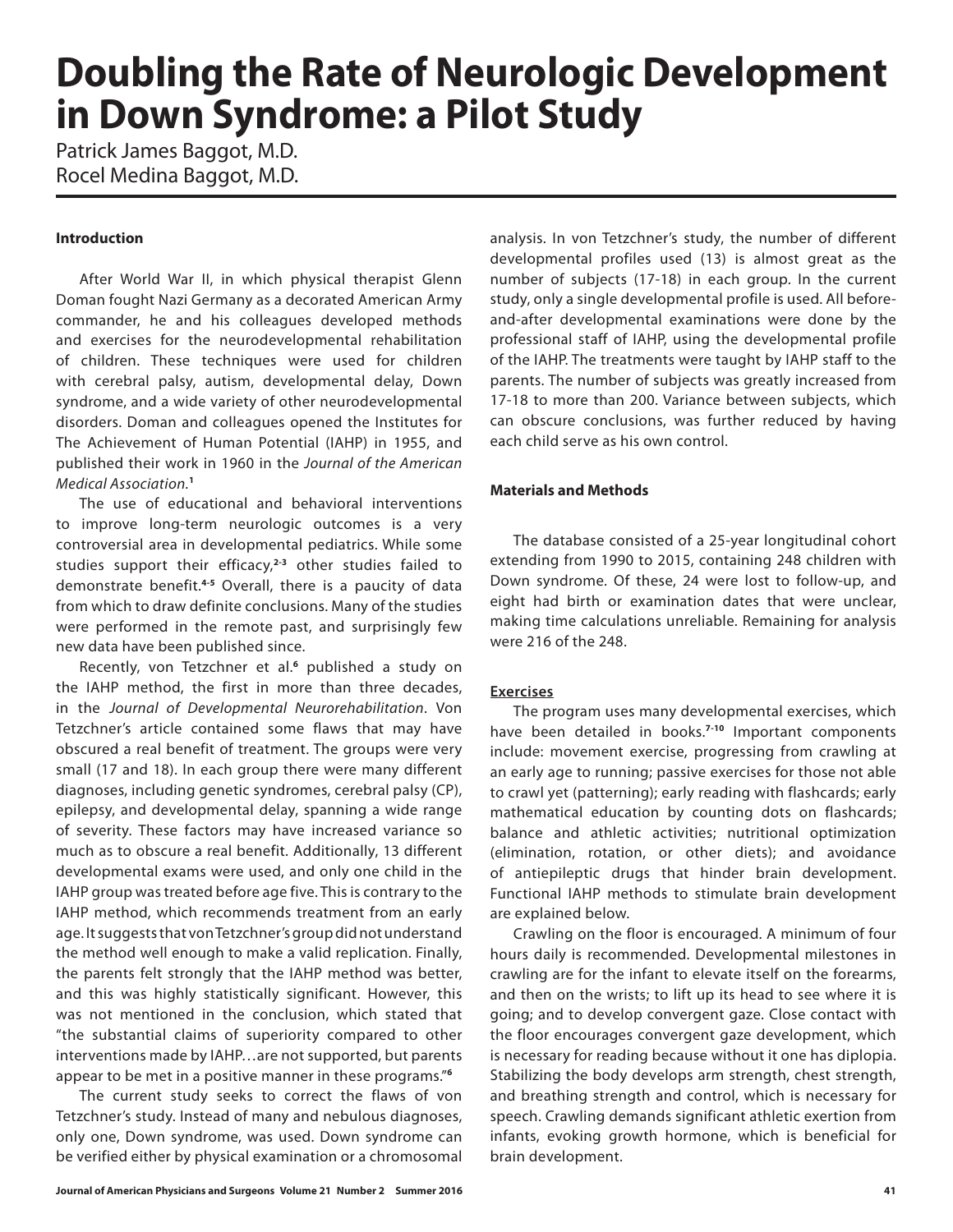# Doubling the Rate of Neurologic Development in Down Syndrome: a Pilot Study

Patrick James Baggot, M.D.
Rocel Medina Baggot, M.D.

### Introduction

After World War II, in which physical therapist Glenn Doman fought Nazi Germany as a decorated American Army commander, he and his colleagues developed methods and exercises for the neurodevelopmental rehabilitation of children. These techniques were used for children with cerebral palsy, autism, developmental delay, Down syndrome, and a wide variety of other neurodevelopmental disorders. Doman and colleagues opened the Institutes for The Achievement of Human Potential (IAHP) in 1955, and published their work in 1960 in the *Journal of the American Medical Association.*[1]

The use of educational and behavioral interventions to improve long-term neurologic outcomes is a very controversial area in developmental pediatrics. While some studies support their efficacy,[2-3] other studies failed to demonstrate benefit.[4-5] Overall, there is a paucity of data from which to draw definite conclusions. Many of the studies were performed in the remote past, and surprisingly few new data have been published since.

Recently, von Tetzchner et al.[6] published a study on the IAHP method, the first in more than three decades, in the *Journal of Developmental Neurorehabilitation*. Von Tetzchner's article contained some flaws that may have obscured a real benefit of treatment. The groups were very small (17 and 18). In each group there were many different diagnoses, including genetic syndromes, cerebral palsy (CP), epilepsy, and developmental delay, spanning a wide range of severity. These factors may have increased variance so much as to obscure a real benefit. Additionally, 13 different developmental exams were used, and only one child in the IAHP group was treated before age five. This is contrary to the IAHP method, which recommends treatment from an early age. It suggests that von Tetzchner's group did not understand the method well enough to make a valid replication. Finally, the parents felt strongly that the IAHP method was better, and this was highly statistically significant. However, this was not mentioned in the conclusion, which stated that "the substantial claims of superiority compared to other interventions made by IAHP…are not supported, but parents appear to be met in a positive manner in these programs."[6]

The current study seeks to correct the flaws of von Tetzchner's study. Instead of many and nebulous diagnoses, only one, Down syndrome, was used. Down syndrome can be verified either by physical examination or a chromosomal analysis. In von Tetzchner's study, the number of different developmental profiles used (13) is almost great as the number of subjects (17-18) in each group. In the current study, only a single developmental profile is used. All before-and-after developmental examinations were done by the professional staff of IAHP, using the developmental profile of the IAHP. The treatments were taught by IAHP staff to the parents. The number of subjects was greatly increased from 17-18 to more than 200. Variance between subjects, which can obscure conclusions, was further reduced by having each child serve as his own control.

### Materials and Methods

The database consisted of a 25-year longitudinal cohort extending from 1990 to 2015, containing 248 children with Down syndrome. Of these, 24 were lost to follow-up, and eight had birth or examination dates that were unclear, making time calculations unreliable. Remaining for analysis were 216 of the 248.

#### Exercises

The program uses many developmental exercises, which have been detailed in books.[7-10] Important components include: movement exercise, progressing from crawling at an early age to running; passive exercises for those not able to crawl yet (patterning); early reading with flashcards; early mathematical education by counting dots on flashcards; balance and athletic activities; nutritional optimization (elimination, rotation, or other diets); and avoidance of antiepileptic drugs that hinder brain development. Functional IAHP methods to stimulate brain development are explained below.

Crawling on the floor is encouraged. A minimum of four hours daily is recommended. Developmental milestones in crawling are for the infant to elevate itself on the forearms, and then on the wrists; to lift up its head to see where it is going; and to develop convergent gaze. Close contact with the floor encourages convergent gaze development, which is necessary for reading because without it one has diplopia. Stabilizing the body develops arm strength, chest strength, and breathing strength and control, which is necessary for speech. Crawling demands significant athletic exertion from infants, evoking growth hormone, which is beneficial for brain development.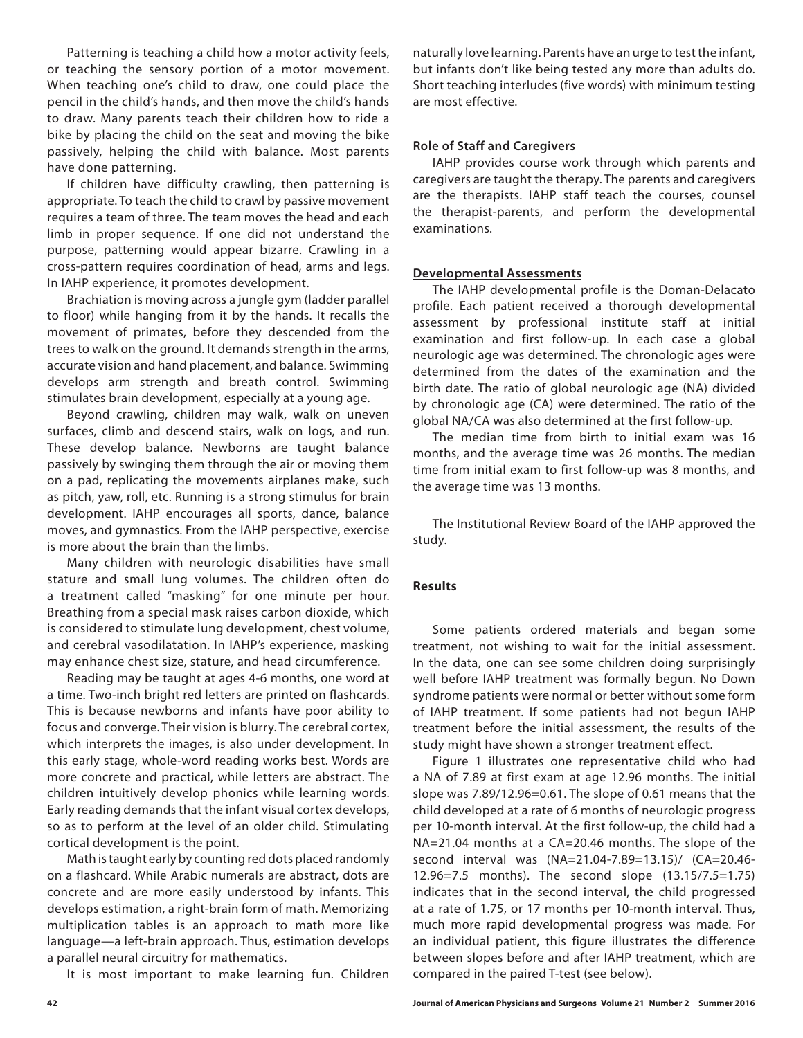Patterning is teaching a child how a motor activity feels, or teaching the sensory portion of a motor movement. When teaching one's child to draw, one could place the pencil in the child's hands, and then move the child's hands to draw. Many parents teach their children how to ride a bike by placing the child on the seat and moving the bike passively, helping the child with balance. Most parents have done patterning.

If children have difficulty crawling, then patterning is appropriate. To teach the child to crawl by passive movement requires a team of three. The team moves the head and each limb in proper sequence. If one did not understand the purpose, patterning would appear bizarre. Crawling in a cross-pattern requires coordination of head, arms and legs. In IAHP experience, it promotes development.

Brachiation is moving across a jungle gym (ladder parallel to floor) while hanging from it by the hands. It recalls the movement of primates, before they descended from the trees to walk on the ground. It demands strength in the arms, accurate vision and hand placement, and balance. Swimming develops arm strength and breath control. Swimming stimulates brain development, especially at a young age.

Beyond crawling, children may walk, walk on uneven surfaces, climb and descend stairs, walk on logs, and run. These develop balance. Newborns are taught balance passively by swinging them through the air or moving them on a pad, replicating the movements airplanes make, such as pitch, yaw, roll, etc. Running is a strong stimulus for brain development. IAHP encourages all sports, dance, balance moves, and gymnastics. From the IAHP perspective, exercise is more about the brain than the limbs.

Many children with neurologic disabilities have small stature and small lung volumes. The children often do a treatment called "masking" for one minute per hour. Breathing from a special mask raises carbon dioxide, which is considered to stimulate lung development, chest volume, and cerebral vasodilatation. In IAHP's experience, masking may enhance chest size, stature, and head circumference.

Reading may be taught at ages 4-6 months, one word at a time. Two-inch bright red letters are printed on flashcards. This is because newborns and infants have poor ability to focus and converge. Their vision is blurry. The cerebral cortex, which interprets the images, is also under development. In this early stage, whole-word reading works best. Words are more concrete and practical, while letters are abstract. The children intuitively develop phonics while learning words. Early reading demands that the infant visual cortex develops, so as to perform at the level of an older child. Stimulating cortical development is the point.

Math is taught early by counting red dots placed randomly on a flashcard. While Arabic numerals are abstract, dots are concrete and are more easily understood by infants. This develops estimation, a right-brain form of math. Memorizing multiplication tables is an approach to math more like language—a left-brain approach. Thus, estimation develops a parallel neural circuitry for mathematics.

It is most important to make learning fun. Children naturally love learning. Parents have an urge to test the infant, but infants don't like being tested any more than adults do. Short teaching interludes (five words) with minimum testing are most effective.

## Role of Staff and Caregivers

IAHP provides course work through which parents and caregivers are taught the therapy. The parents and caregivers are the therapists. IAHP staff teach the courses, counsel the therapist-parents, and perform the developmental examinations.

## Developmental Assessments

The IAHP developmental profile is the Doman-Delacato profile. Each patient received a thorough developmental assessment by professional institute staff at initial examination and first follow-up. In each case a global neurologic age was determined. The chronologic ages were determined from the dates of the examination and the birth date. The ratio of global neurologic age (NA) divided by chronologic age (CA) were determined. The ratio of the global NA/CA was also determined at the first follow-up.

The median time from birth to initial exam was 16 months, and the average time was 26 months. The median time from initial exam to first follow-up was 8 months, and the average time was 13 months.

The Institutional Review Board of the IAHP approved the study.

## Results

Some patients ordered materials and began some treatment, not wishing to wait for the initial assessment. In the data, one can see some children doing surprisingly well before IAHP treatment was formally begun. No Down syndrome patients were normal or better without some form of IAHP treatment. If some patients had not begun IAHP treatment before the initial assessment, the results of the study might have shown a stronger treatment effect.

Figure 1 illustrates one representative child who had a NA of 7.89 at first exam at age 12.96 months. The initial slope was 7.89/12.96=0.61. The slope of 0.61 means that the child developed at a rate of 6 months of neurologic progress per 10-month interval. At the first follow-up, the child had a NA=21.04 months at a CA=20.46 months. The slope of the second interval was (NA=21.04-7.89=13.15)/ (CA=20.46-12.96=7.5 months). The second slope (13.15/7.5=1.75) indicates that in the second interval, the child progressed at a rate of 1.75, or 17 months per 10-month interval. Thus, much more rapid developmental progress was made. For an individual patient, this figure illustrates the difference between slopes before and after IAHP treatment, which are compared in the paired T-test (see below).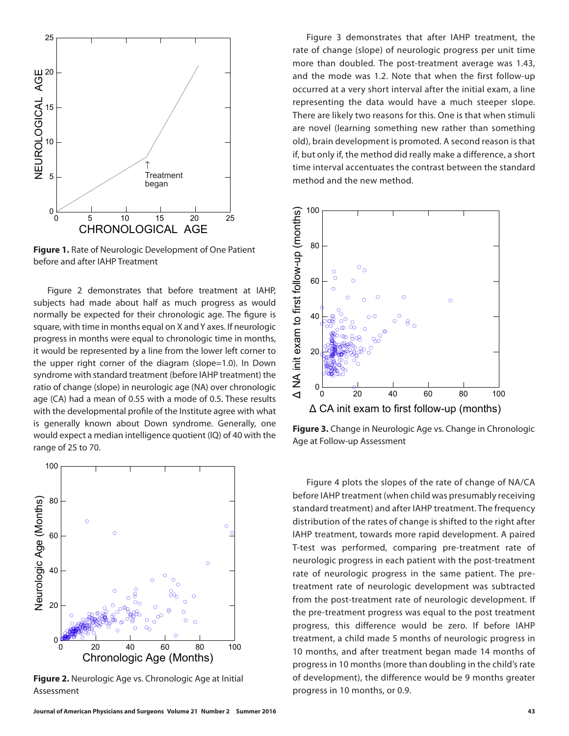NEUROLOGICAL AGE

25
20
15
10
5
0

0 5 10 15 20 25

CHRONOLOGICAL AGE

↑
Treatment
began

**Figure 1.** Rate of Neurologic Development of One Patient before and after IAHP Treatment

Figure 2 demonstrates that before treatment at IAHP, subjects had made about half as much progress as would normally be expected for their chronologic age. The figure is square, with time in months equal on X and Y axes. If neurologic progress in months were equal to chronologic time in months, it would be represented by a line from the lower left corner to the upper right corner of the diagram (slope=1.0). In Down syndrome with standard treatment (before IAHP treatment) the ratio of change (slope) in neurologic age (NA) over chronologic age (CA) had a mean of 0.55 with a mode of 0.5. These results with the developmental profile of the Institute agree with what is generally known about Down syndrome. Generally, one would expect a median intelligence quotient (IQ) of 40 with the range of 25 to 70.

Neurologic Age (Months)

100
80
60
40
20
0

0 20 40 60 80 100

Chronologic Age (Months)

**Figure 2.** Neurologic Age vs. Chronologic Age at Initial Assessment

Figure 3 demonstrates that after IAHP treatment, the rate of change (slope) of neurologic progress per unit time more than doubled. The post-treatment average was 1.43, and the mode was 1.2. Note that when the first follow-up occurred at a very short interval after the initial exam, a line representing the data would have a much steeper slope. There are likely two reasons for this. One is that when stimuli are novel (learning something new rather than something old), brain development is promoted. A second reason is that if, but only if, the method did really make a difference, a short time interval accentuates the contrast between the standard method and the new method.

Δ NA init exam to first follow-up (months)

100
80
60
40
20
0

0 20 40 60 80 100

Δ CA init exam to first follow-up (months)

**Figure 3.** Change in Neurologic Age vs. Change in Chronologic Age at Follow-up Assessment

Figure 4 plots the slopes of the rate of change of NA/CA before IAHP treatment (when child was presumably receiving standard treatment) and after IAHP treatment. The frequency distribution of the rates of change is shifted to the right after IAHP treatment, towards more rapid development. A paired T-test was performed, comparing pre-treatment rate of neurologic progress in each patient with the post-treatment rate of neurologic progress in the same patient. The pre-treatment rate of neurologic development was subtracted from the post-treatment rate of neurologic development. If the pre-treatment progress was equal to the post treatment progress, this difference would be zero. If before IAHP treatment, a child made 5 months of neurologic progress in 10 months, and after treatment began made 14 months of progress in 10 months (more than doubling in the child's rate of development), the difference would be 9 months greater progress in 10 months, or 0.9.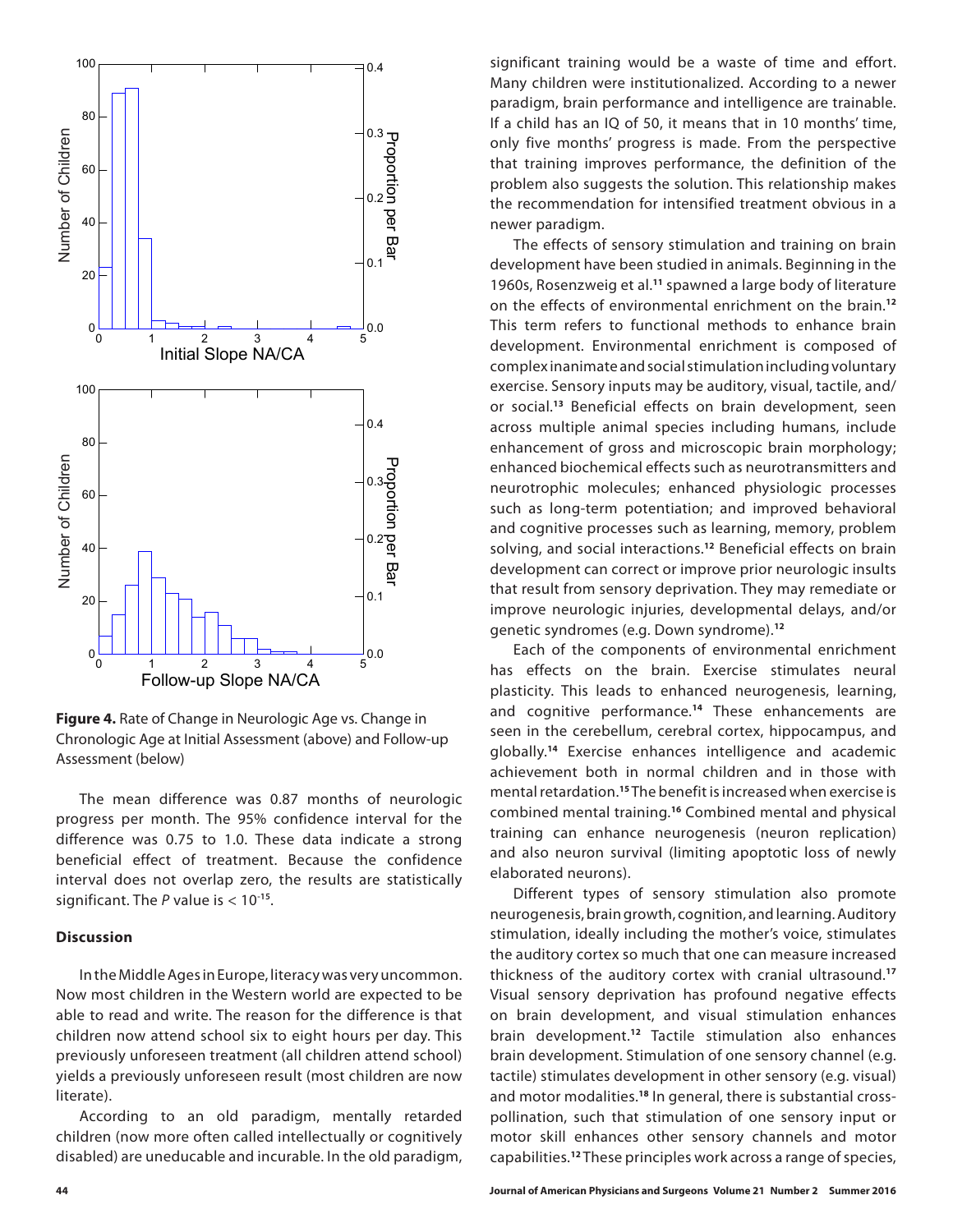100
80
60
40
20
0
Number of Children
0.4
0.3
0.2
0.1
0.0
Proportion per Bar
0 1 2 3 4 5
Initial Slope NA/CA

100
80
60
40
20
0
Number of Children
0.4
0.3
0.2
0.1
0.0
Proportion per Bar
0 1 2 3 4 5
Follow-up Slope NA/CA

**Figure 4.** Rate of Change in Neurologic Age vs. Change in Chronologic Age at Initial Assessment (above) and Follow-up Assessment (below)

The mean difference was 0.87 months of neurologic progress per month. The 95% confidence interval for the difference was 0.75 to 1.0. These data indicate a strong beneficial effect of treatment. Because the confidence interval does not overlap zero, the results are statistically significant. The *P* value is $< 10^{-15}$.

### Discussion

In the Middle Ages in Europe, literacy was very uncommon. Now most children in the Western world are expected to be able to read and write. The reason for the difference is that children now attend school six to eight hours per day. This previously unforeseen treatment (all children attend school) yields a previously unforeseen result (most children are now literate).

According to an old paradigm, mentally retarded children (now more often called intellectually or cognitively disabled) are uneducable and incurable. In the old paradigm, significant training would be a waste of time and effort. Many children were institutionalized. According to a newer paradigm, brain performance and intelligence are trainable. If a child has an IQ of 50, it means that in 10 months' time, only five months' progress is made. From the perspective that training improves performance, the definition of the problem also suggests the solution. This relationship makes the recommendation for intensified treatment obvious in a newer paradigm.

The effects of sensory stimulation and training on brain development have been studied in animals. Beginning in the 1960s, Rosenzweig et al.[11] spawned a large body of literature on the effects of environmental enrichment on the brain.[12] This term refers to functional methods to enhance brain development. Environmental enrichment is composed of complex inanimate and social stimulation including voluntary exercise. Sensory inputs may be auditory, visual, tactile, and/or social.[13] Beneficial effects on brain development, seen across multiple animal species including humans, include enhancement of gross and microscopic brain morphology; enhanced biochemical effects such as neurotransmitters and neurotrophic molecules; enhanced physiologic processes such as long-term potentiation; and improved behavioral and cognitive processes such as learning, memory, problem solving, and social interactions.[12] Beneficial effects on brain development can correct or improve prior neurologic insults that result from sensory deprivation. They may remediate or improve neurologic injuries, developmental delays, and/or genetic syndromes (e.g. Down syndrome).[12]

Each of the components of environmental enrichment has effects on the brain. Exercise stimulates neural plasticity. This leads to enhanced neurogenesis, learning, and cognitive performance.[14] These enhancements are seen in the cerebellum, cerebral cortex, hippocampus, and globally.[14] Exercise enhances intelligence and academic achievement both in normal children and in those with mental retardation.[15] The benefit is increased when exercise is combined mental training.[16] Combined mental and physical training can enhance neurogenesis (neuron replication) and also neuron survival (limiting apoptotic loss of newly elaborated neurons).

Different types of sensory stimulation also promote neurogenesis, brain growth, cognition, and learning. Auditory stimulation, ideally including the mother's voice, stimulates the auditory cortex so much that one can measure increased thickness of the auditory cortex with cranial ultrasound.[17] Visual sensory deprivation has profound negative effects on brain development, and visual stimulation enhances brain development.[12] Tactile stimulation also enhances brain development. Stimulation of one sensory channel (e.g. tactile) stimulates development in other sensory (e.g. visual) and motor modalities.[18] In general, there is substantial cross-pollination, such that stimulation of one sensory input or motor skill enhances other sensory channels and motor capabilities.[12] These principles work across a range of species,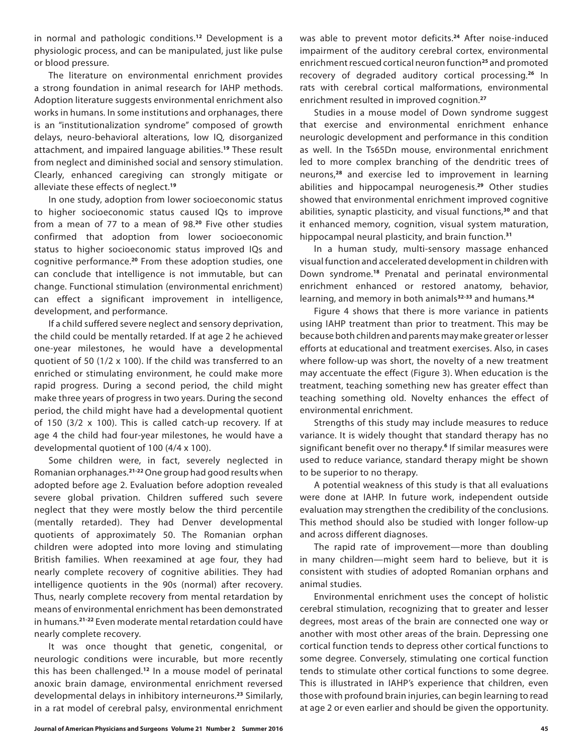in normal and pathologic conditions.[12] Development is a physiologic process, and can be manipulated, just like pulse or blood pressure.

The literature on environmental enrichment provides a strong foundation in animal research for IAHP methods. Adoption literature suggests environmental enrichment also works in humans. In some institutions and orphanages, there is an "institutionalization syndrome" composed of growth delays, neuro-behavioral alterations, low IQ, disorganized attachment, and impaired language abilities.[19] These result from neglect and diminished social and sensory stimulation. Clearly, enhanced caregiving can strongly mitigate or alleviate these effects of neglect.[19]

In one study, adoption from lower socioeconomic status to higher socioeconomic status caused IQs to improve from a mean of 77 to a mean of 98.[20] Five other studies confirmed that adoption from lower socioeconomic status to higher socioeconomic status improved IQs and cognitive performance.[20] From these adoption studies, one can conclude that intelligence is not immutable, but can change. Functional stimulation (environmental enrichment) can effect a significant improvement in intelligence, development, and performance.

If a child suffered severe neglect and sensory deprivation, the child could be mentally retarded. If at age 2 he achieved one-year milestones, he would have a developmental quotient of 50 (1/2 x 100). If the child was transferred to an enriched or stimulating environment, he could make more rapid progress. During a second period, the child might make three years of progress in two years. During the second period, the child might have had a developmental quotient of 150 (3/2 x 100). This is called catch-up recovery. If at age 4 the child had four-year milestones, he would have a developmental quotient of 100 (4/4 x 100).

Some children were, in fact, severely neglected in Romanian orphanages.[21-22] One group had good results when adopted before age 2. Evaluation before adoption revealed severe global privation. Children suffered such severe neglect that they were mostly below the third percentile (mentally retarded). They had Denver developmental quotients of approximately 50. The Romanian orphan children were adopted into more loving and stimulating British families. When reexamined at age four, they had nearly complete recovery of cognitive abilities. They had intelligence quotients in the 90s (normal) after recovery. Thus, nearly complete recovery from mental retardation by means of environmental enrichment has been demonstrated in humans.[21-22] Even moderate mental retardation could have nearly complete recovery.

It was once thought that genetic, congenital, or neurologic conditions were incurable, but more recently this has been challenged.[12] In a mouse model of perinatal anoxic brain damage, environmental enrichment reversed developmental delays in inhibitory interneurons.[23] Similarly, in a rat model of cerebral palsy, environmental enrichment was able to prevent motor deficits.[24] After noise-induced impairment of the auditory cerebral cortex, environmental enrichment rescued cortical neuron function[25] and promoted recovery of degraded auditory cortical processing.[26] In rats with cerebral cortical malformations, environmental enrichment resulted in improved cognition.[27]

Studies in a mouse model of Down syndrome suggest that exercise and environmental enrichment enhance neurologic development and performance in this condition as well. In the Ts65Dn mouse, environmental enrichment led to more complex branching of the dendritic trees of neurons,[28] and exercise led to improvement in learning abilities and hippocampal neurogenesis.[29] Other studies showed that environmental enrichment improved cognitive abilities, synaptic plasticity, and visual functions,[30] and that it enhanced memory, cognition, visual system maturation, hippocampal neural plasticity, and brain function.[31]

In a human study, multi-sensory massage enhanced visual function and accelerated development in children with Down syndrome.[18] Prenatal and perinatal environmental enrichment enhanced or restored anatomy, behavior, learning, and memory in both animals[32-33] and humans.[34]

Figure 4 shows that there is more variance in patients using IAHP treatment than prior to treatment. This may be because both children and parents may make greater or lesser efforts at educational and treatment exercises. Also, in cases where follow-up was short, the novelty of a new treatment may accentuate the effect (Figure 3). When education is the treatment, teaching something new has greater effect than teaching something old. Novelty enhances the effect of environmental enrichment.

Strengths of this study may include measures to reduce variance. It is widely thought that standard therapy has no significant benefit over no therapy.[6] If similar measures were used to reduce variance, standard therapy might be shown to be superior to no therapy.

A potential weakness of this study is that all evaluations were done at IAHP. In future work, independent outside evaluation may strengthen the credibility of the conclusions. This method should also be studied with longer follow-up and across different diagnoses.

The rapid rate of improvement—more than doubling in many children—might seem hard to believe, but it is consistent with studies of adopted Romanian orphans and animal studies.

Environmental enrichment uses the concept of holistic cerebral stimulation, recognizing that to greater and lesser degrees, most areas of the brain are connected one way or another with most other areas of the brain. Depressing one cortical function tends to depress other cortical functions to some degree. Conversely, stimulating one cortical function tends to stimulate other cortical functions to some degree. This is illustrated in IAHP's experience that children, even those with profound brain injuries, can begin learning to read at age 2 or even earlier and should be given the opportunity.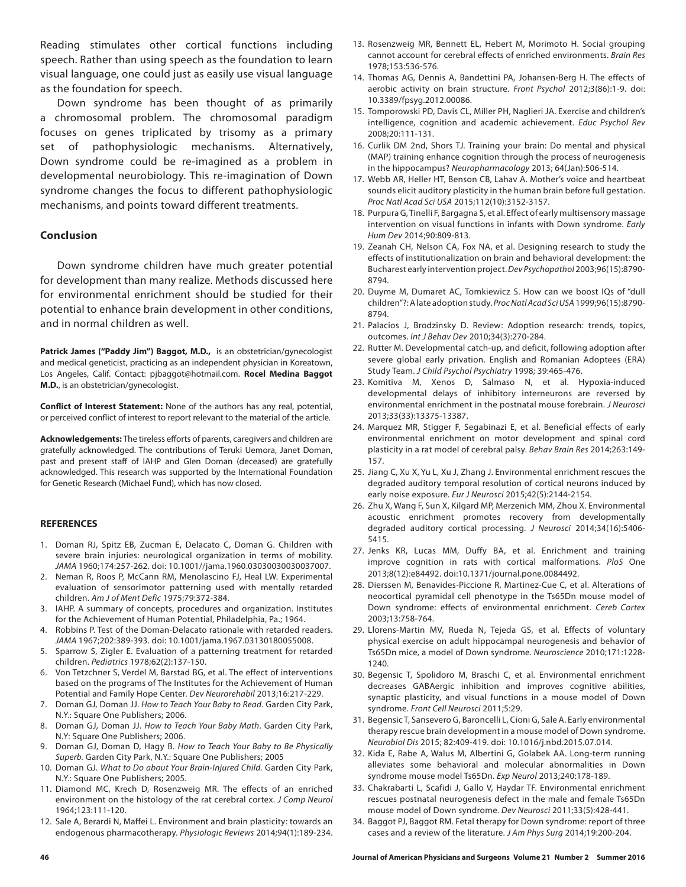Reading stimulates other cortical functions including speech. Rather than using speech as the foundation to learn visual language, one could just as easily use visual language as the foundation for speech.

Down syndrome has been thought of as primarily a chromosomal problem. The chromosomal paradigm focuses on genes triplicated by trisomy as a primary set of pathophysiologic mechanisms. Alternatively, Down syndrome could be re-imagined as a problem in developmental neurobiology. This re-imagination of Down syndrome changes the focus to different pathophysiologic mechanisms, and points toward different treatments.

## Conclusion

Down syndrome children have much greater potential for development than many realize. Methods discussed here for environmental enrichment should be studied for their potential to enhance brain development in other conditions, and in normal children as well.

**Patrick James ("Paddy Jim") Baggot, M.D.,** is an obstetrician/gynecologist and medical geneticist, practicing as an independent physician in Koreatown, Los Angeles, Calif. Contact: pjbaggot@hotmail.com. **Rocel Medina Baggot M.D.**, is an obstetrician/gynecologist.

**Conflict of Interest Statement:** None of the authors has any real, potential, or perceived conflict of interest to report relevant to the material of the article.

**Acknowledgements:** The tireless efforts of parents, caregivers and children are gratefully acknowledged. The contributions of Teruki Uemora, Janet Doman, past and present staff of IAHP and Glen Doman (deceased) are gratefully acknowledged. This research was supported by the International Foundation for Genetic Research (Michael Fund), which has now closed.

## REFERENCES

1. Doman RJ, Spitz EB, Zucman E, Delacato C, Doman G. Children with severe brain injuries: neurological organization in terms of mobility. *JAMA* 1960;174:257-262. doi: 10.1001//jama.1960.03030030037007.
2. Neman R, Roos P, McCann RM, Menolascino FJ, Heal LW. Experimental evaluation of sensorimotor patterning used with mentally retarded children. *Am J of Ment Defic* 1975;79:372-384.
3. IAHP. A summary of concepts, procedures and organization. Institutes for the Achievement of Human Potential, Philadelphia, Pa.; 1964.
4. Robbins P. Test of the Doman-Delacato rationale with retarded readers. *JAMA* 1967;202:389-393. doi: 10.1001/jama.1967.03130180055008.
5. Sparrow S, Zigler E. Evaluation of a patterning treatment for retarded children. *Pediatrics* 1978;62(2):137-150.
6. Von Tetzchner S, Verdel M, Barstad BG, et al. The effect of interventions based on the programs of The Institutes for the Achievement of Human Potential and Family Hope Center. *Dev Neurorehabil* 2013;16:217-229.
7. Doman GJ, Doman JJ. *How to Teach Your Baby to Read*. Garden City Park, N.Y.: Square One Publishers; 2006.
8. Doman GJ, Doman JJ. *How to Teach Your Baby Math*. Garden City Park, N.Y: Square One Publishers; 2006.
9. Doman GJ, Doman D, Hagy B. *How to Teach Your Baby to Be Physically Superb*. Garden City Park, N.Y.: Square One Publishers; 2005
10. Doman GJ. *What to Do about Your Brain-Injured Child*. Garden City Park, N.Y.: Square One Publishers; 2005.
11. Diamond MC, Krech D, Rosenzweig MR. The effects of an enriched environment on the histology of the rat cerebral cortex. *J Comp Neurol* 1964;123:111-120.
12. Sale A, Berardi N, Maffei L. Environment and brain plasticity: towards an endogenous pharmacotherapy. *Physiologic Reviews* 2014;94(1):189-234.
13. Rosenzweig MR, Bennett EL, Hebert M, Morimoto H. Social grouping cannot account for cerebral effects of enriched environments. *Brain Res* 1978;153:536-576.
14. Thomas AG, Dennis A, Bandettini PA, Johansen-Berg H. The effects of aerobic activity on brain structure. *Front Psychol* 2012;3(86):1-9. doi: 10.3389/fpsyg.2012.00086.
15. Tomporowski PD, Davis CL, Miller PH, Naglieri JA. Exercise and children's intelligence, cognition and academic achievement. *Educ Psychol Rev* 2008;20:111-131.
16. Curlik DM 2nd, Shors TJ. Training your brain: Do mental and physical (MAP) training enhance cognition through the process of neurogenesis in the hippocampus? *Neuropharmacology* 2013; 64(Jan):506-514.
17. Webb AR, Heller HT, Benson CB, Lahav A. Mother's voice and heartbeat sounds elicit auditory plasticity in the human brain before full gestation. *Proc Natl Acad Sci USA* 2015;112(10):3152-3157.
18. Purpura G, Tinelli F, Bargagna S, et al. Effect of early multisensory massage intervention on visual functions in infants with Down syndrome. *Early Hum Dev* 2014;90:809-813.
19. Zeanah CH, Nelson CA, Fox NA, et al. Designing research to study the effects of institutionalization on brain and behavioral development: the Bucharest early intervention project. *Dev Psychopathol* 2003;96(15):8790-8794.
20. Duyme M, Dumaret AC, Tomkiewicz S. How can we boost IQs of "dull children"?: A late adoption study. *Proc Natl Acad Sci USA* 1999;96(15):8790-8794.
21. Palacios J, Brodzinsky D. Review: Adoption research: trends, topics, outcomes. *Int J Behav Dev* 2010;34(3):270-284.
22. Rutter M. Developmental catch-up, and deficit, following adoption after severe global early privation. English and Romanian Adoptees (ERA) Study Team. *J Child Psychol Psychiatry* 1998; 39:465-476.
23. Komitiva M, Xenos D, Salmaso N, et al. Hypoxia-induced developmental delays of inhibitory interneurons are reversed by environmental enrichment in the postnatal mouse forebrain. *J Neurosci* 2013;33(33):13375-13387.
24. Marquez MR, Stigger F, Segabinazi E, et al. Beneficial effects of early environmental enrichment on motor development and spinal cord plasticity in a rat model of cerebral palsy. *Behav Brain Res* 2014;263:149-157.
25. Jiang C, Xu X, Yu L, Xu J, Zhang J. Environmental enrichment rescues the degraded auditory temporal resolution of cortical neurons induced by early noise exposure. *Eur J Neurosci* 2015;42(5):2144-2154.
26. Zhu X, Wang F, Sun X, Kilgard MP, Merzenich MM, Zhou X. Environmental acoustic enrichment promotes recovery from developmentally degraded auditory cortical processing. *J Neurosci* 2014;34(16):5406-5415.
27. Jenks KR, Lucas MM, Duffy BA, et al. Enrichment and training improve cognition in rats with cortical malformations. *PloS* One 2013;8(12):e84492. doi:10.1371/journal.pone.0084492.
28. Dierssen M, Benavides-Piccione R, Martinez-Cue C, et al. Alterations of neocortical pyramidal cell phenotype in the Ts65Dn mouse model of Down syndrome: effects of environmental enrichment. *Cereb Cortex* 2003;13:758-764.
29. Llorens-Martin MV, Rueda N, Tejeda GS, et al. Effects of voluntary physical exercise on adult hippocampal neurogenesis and behavior of Ts65Dn mice, a model of Down syndrome. *Neuroscience* 2010;171:1228-1240.
30. Begensic T, Spolidoro M, Braschi C, et al. Environmental enrichment decreases GABAergic inhibition and improves cognitive abilities, synaptic plasticity, and visual functions in a mouse model of Down syndrome. *Front Cell Neurosci* 2011;5:29.
31. Begensic T, Sansevero G, Baroncelli L, Cioni G, Sale A. Early environmental therapy rescue brain development in a mouse model of Down syndrome. *Neurobiol Dis* 2015; 82:409-419. doi: 10.1016/j.nbd.2015.07.014.
32. Kida E, Rabe A, Walus M, Albertini G, Golabek AA. Long-term running alleviates some behavioral and molecular abnormalities in Down syndrome mouse model Ts65Dn. *Exp Neurol* 2013;240:178-189.
33. Chakrabarti L, Scafidi J, Gallo V, Haydar TF. Environmental enrichment rescues postnatal neurogenesis defect in the male and female Ts65Dn mouse model of Down syndrome. *Dev Neurosci* 2011;33(5):428-441.
34. Baggot PJ, Baggot RM. Fetal therapy for Down syndrome: report of three cases and a review of the literature. *J Am Phys Surg* 2014;19:200-204.